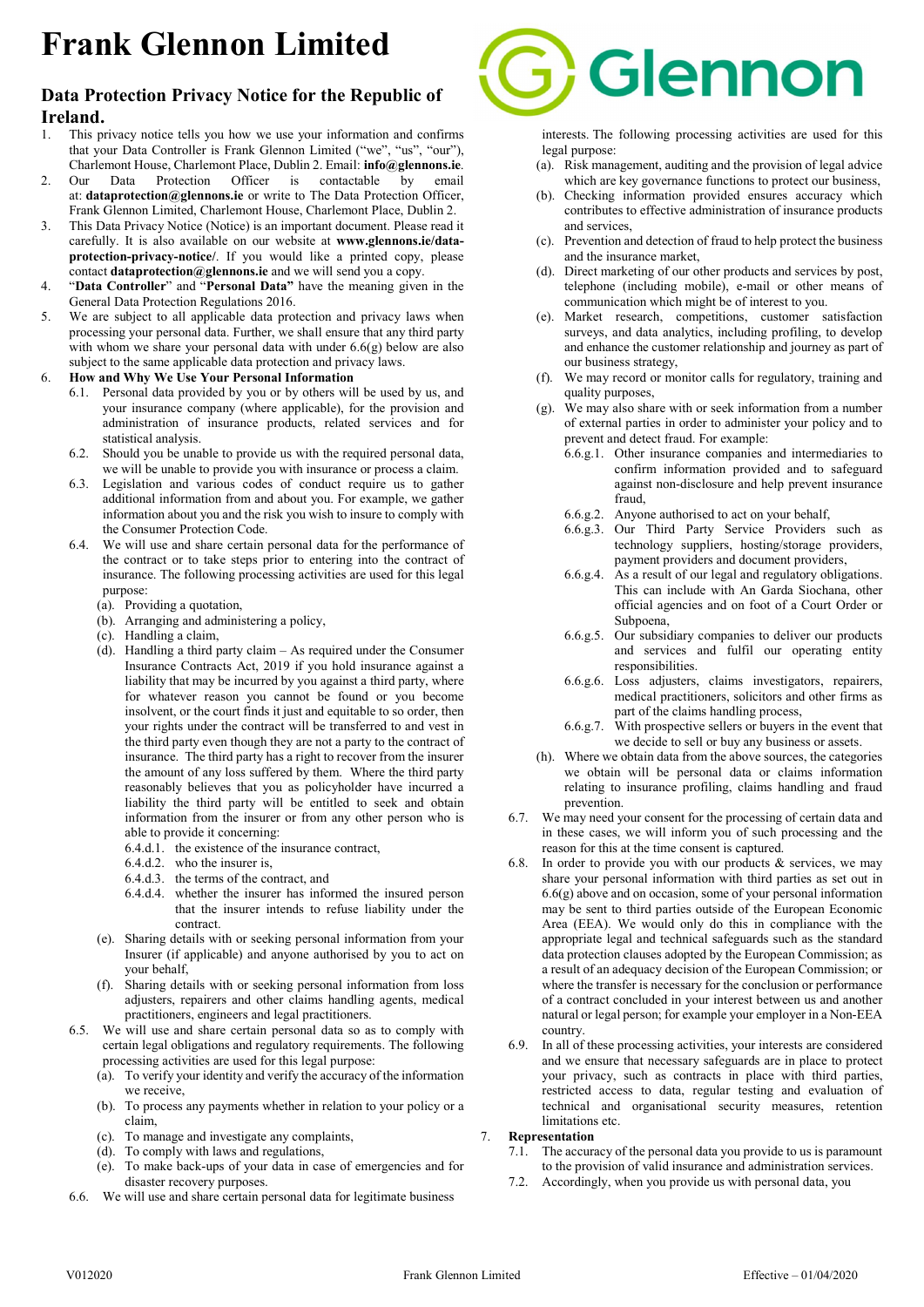# Frank Glennon Limited

## Data Protection Privacy Notice for the Republic of Ireland.

1. This privacy notice tells you how we use your information and confirms that your Data Controller is Frank Glennon Limited ("we", "us", "our"), Charlemont House, Charlemont Place, Dublin 2. Email: **info@glennons.ie**.
2. Our Data Protection Officer is contactable by email at: **dataprotection@glennons.ie** or write to The Data Protection Officer, Frank Glennon Limited, Charlemont House, Charlemont Place, Dublin 2.
3. This Data Privacy Notice (Notice) is an important document. Please read it carefully. It is also available on our website at **www.glennons.ie/data-protection-privacy-notice/**. If you would like a printed copy, please contact **dataprotection@glennons.ie** and we will send you a copy.
4. "**Data Controller**" and "**Personal Data"** have the meaning given in the General Data Protection Regulations 2016.
5. We are subject to all applicable data protection and privacy laws when processing your personal data. Further, we shall ensure that any third party with whom we share your personal data with under 6.6(g) below are also subject to the same applicable data protection and privacy laws.
6. **How and Why We Use Your Personal Information**
   - 6.1. Personal data provided by you or by others will be used by us, and your insurance company (where applicable), for the provision and administration of insurance products, related services and for statistical analysis.
   - 6.2. Should you be unable to provide us with the required personal data, we will be unable to provide you with insurance or process a claim.
   - 6.3. Legislation and various codes of conduct require us to gather additional information from and about you. For example, we gather information about you and the risk you wish to insure to comply with the Consumer Protection Code.
   - 6.4. We will use and share certain personal data for the performance of the contract or to take steps prior to entering into the contract of insurance. The following processing activities are used for this legal purpose:
     - (a). Providing a quotation,
     - (b). Arranging and administering a policy,
     - (c). Handling a claim,
     - (d). Handling a third party claim – As required under the Consumer Insurance Contracts Act, 2019 if you hold insurance against a liability that may be incurred by you against a third party, where for whatever reason you cannot be found or you become insolvent, or the court finds it just and equitable to so order, then your rights under the contract will be transferred to and vest in the third party even though they are not a party to the contract of insurance. The third party has a right to recover from the insurer the amount of any loss suffered by them. Where the third party reasonably believes that you as policyholder have incurred a liability the third party will be entitled to seek and obtain information from the insurer or from any other person who is able to provide it concerning:
       - 6.4.d.1. the existence of the insurance contract,
       - 6.4.d.2. who the insurer is,
       - 6.4.d.3. the terms of the contract, and
       - 6.4.d.4. whether the insurer has informed the insured person that the insurer intends to refuse liability under the contract.
     - (e). Sharing details with or seeking personal information from your Insurer (if applicable) and anyone authorised by you to act on your behalf,
     - (f). Sharing details with or seeking personal information from loss adjusters, repairers and other claims handling agents, medical practitioners, engineers and legal practitioners.
   - 6.5. We will use and share certain personal data so as to comply with certain legal obligations and regulatory requirements. The following processing activities are used for this legal purpose:
     - (a). To verify your identity and verify the accuracy of the information we receive,
     - (b). To process any payments whether in relation to your policy or a claim,
     - (c). To manage and investigate any complaints,
     - (d). To comply with laws and regulations,
     - (e). To make back-ups of your data in case of emergencies and for disaster recovery purposes.
   - 6.6. We will use and share certain personal data for legitimate business interests. The following processing activities are used for this legal purpose:
     - (a). Risk management, auditing and the provision of legal advice which are key governance functions to protect our business,
     - (b). Checking information provided ensures accuracy which contributes to effective administration of insurance products and services,
     - (c). Prevention and detection of fraud to help protect the business and the insurance market,
     - (d). Direct marketing of our other products and services by post, telephone (including mobile), e-mail or other means of communication which might be of interest to you.
     - (e). Market research, competitions, customer satisfaction surveys, and data analytics, including profiling, to develop and enhance the customer relationship and journey as part of our business strategy,
     - (f). We may record or monitor calls for regulatory, training and quality purposes,
     - (g). We may also share with or seek information from a number of external parties in order to administer your policy and to prevent and detect fraud. For example:
       - 6.6.g.1. Other insurance companies and intermediaries to confirm information provided and to safeguard against non-disclosure and help prevent insurance fraud,
       - 6.6.g.2. Anyone authorised to act on your behalf,
       - 6.6.g.3. Our Third Party Service Providers such as technology suppliers, hosting/storage providers, payment providers and document providers,
       - 6.6.g.4. As a result of our legal and regulatory obligations. This can include with An Garda Siochana, other official agencies and on foot of a Court Order or Subpoena,
       - 6.6.g.5. Our subsidiary companies to deliver our products and services and fulfil our operating entity responsibilities.
       - 6.6.g.6. Loss adjusters, claims investigators, repairers, medical practitioners, solicitors and other firms as part of the claims handling process,
       - 6.6.g.7. With prospective sellers or buyers in the event that we decide to sell or buy any business or assets.
     - (h). Where we obtain data from the above sources, the categories we obtain will be personal data or claims information relating to insurance profiling, claims handling and fraud prevention.
   - 6.7. We may need your consent for the processing of certain data and in these cases, we will inform you of such processing and the reason for this at the time consent is captured.
   - 6.8. In order to provide you with our products & services, we may share your personal information with third parties as set out in 6.6(g) above and on occasion, some of your personal information may be sent to third parties outside of the European Economic Area (EEA). We would only do this in compliance with the appropriate legal and technical safeguards such as the standard data protection clauses adopted by the European Commission; as a result of an adequacy decision of the European Commission; or where the transfer is necessary for the conclusion or performance of a contract concluded in your interest between us and another natural or legal person; for example your employer in a Non-EEA country.
   - 6.9. In all of these processing activities, your interests are considered and we ensure that necessary safeguards are in place to protect your privacy, such as contracts in place with third parties, restricted access to data, regular testing and evaluation of technical and organisational security measures, retention limitations etc.
7. **Representation**
   - 7.1. The accuracy of the personal data you provide to us is paramount to the provision of valid insurance and administration services.
   - 7.2. Accordingly, when you provide us with personal data, you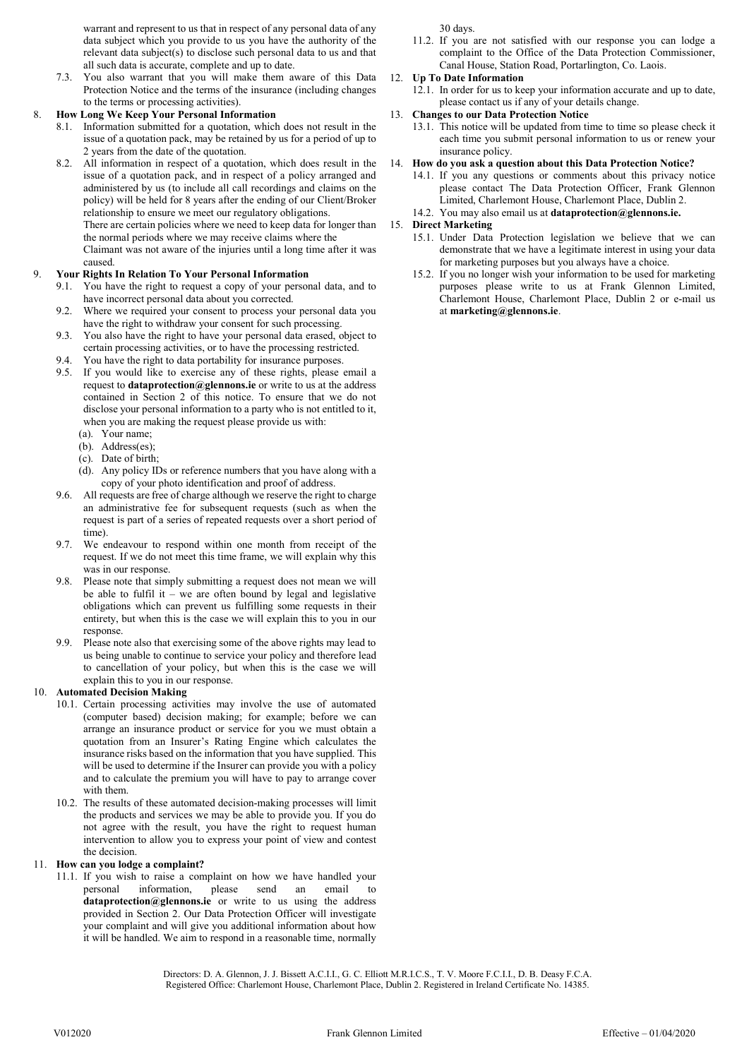warrant and represent to us that in respect of any personal data of any data subject which you provide to us you have the authority of the relevant data subject(s) to disclose such personal data to us and that all such data is accurate, complete and up to date.

7.3. You also warrant that you will make them aware of this Data Protection Notice and the terms of the insurance (including changes to the terms or processing activities).

8. **How Long We Keep Your Personal Information**

8.1. Information submitted for a quotation, which does not result in the issue of a quotation pack, may be retained by us for a period of up to 2 years from the date of the quotation.

8.2. All information in respect of a quotation, which does result in the issue of a quotation pack, and in respect of a policy arranged and administered by us (to include all call recordings and claims on the policy) will be held for 8 years after the ending of our Client/Broker relationship to ensure we meet our regulatory obligations.
There are certain policies where we need to keep data for longer than the normal periods where we may receive claims where the Claimant was not aware of the injuries until a long time after it was caused.

9. **Your Rights In Relation To Your Personal Information**

9.1. You have the right to request a copy of your personal data, and to have incorrect personal data about you corrected.

9.2. Where we required your consent to process your personal data you have the right to withdraw your consent for such processing.

9.3. You also have the right to have your personal data erased, object to certain processing activities, or to have the processing restricted.

9.4. You have the right to data portability for insurance purposes.

9.5. If you would like to exercise any of these rights, please email a request to **dataprotection@glennons.ie** or write to us at the address contained in Section 2 of this notice. To ensure that we do not disclose your personal information to a party who is not entitled to it, when you are making the request please provide us with:

(a). Your name;
(b). Address(es);
(c). Date of birth;
(d). Any policy IDs or reference numbers that you have along with a copy of your photo identification and proof of address.

9.6. All requests are free of charge although we reserve the right to charge an administrative fee for subsequent requests (such as when the request is part of a series of repeated requests over a short period of time).

9.7. We endeavour to respond within one month from receipt of the request. If we do not meet this time frame, we will explain why this was in our response.

9.8. Please note that simply submitting a request does not mean we will be able to fulfil it – we are often bound by legal and legislative obligations which can prevent us fulfilling some requests in their entirety, but when this is the case we will explain this to you in our response.

9.9. Please note also that exercising some of the above rights may lead to us being unable to continue to service your policy and therefore lead to cancellation of your policy, but when this is the case we will explain this to you in our response.

10. **Automated Decision Making**

10.1. Certain processing activities may involve the use of automated (computer based) decision making; for example; before we can arrange an insurance product or service for you we must obtain a quotation from an Insurer's Rating Engine which calculates the insurance risks based on the information that you have supplied. This will be used to determine if the Insurer can provide you with a policy and to calculate the premium you will have to pay to arrange cover with them.

10.2. The results of these automated decision-making processes will limit the products and services we may be able to provide you. If you do not agree with the result, you have the right to request human intervention to allow you to express your point of view and contest the decision.

11. **How can you lodge a complaint?**

11.1. If you wish to raise a complaint on how we have handled your personal information, please send an email to **dataprotection@glennons.ie** or write to us using the address provided in Section 2. Our Data Protection Officer will investigate your complaint and will give you additional information about how it will be handled. We aim to respond in a reasonable time, normally 30 days.

11.2. If you are not satisfied with our response you can lodge a complaint to the Office of the Data Protection Commissioner, Canal House, Station Road, Portarlington, Co. Laois.

12. **Up To Date Information**

12.1. In order for us to keep your information accurate and up to date, please contact us if any of your details change.

13. **Changes to our Data Protection Notice**

13.1. This notice will be updated from time to time so please check it each time you submit personal information to us or renew your insurance policy.

14. **How do you ask a question about this Data Protection Notice?**

14.1. If you any questions or comments about this privacy notice please contact The Data Protection Officer, Frank Glennon Limited, Charlemont House, Charlemont Place, Dublin 2.

14.2. You may also email us at **dataprotection@glennons.ie.**

15. **Direct Marketing**

15.1. Under Data Protection legislation we believe that we can demonstrate that we have a legitimate interest in using your data for marketing purposes but you always have a choice.

15.2. If you no longer wish your information to be used for marketing purposes please write to us at Frank Glennon Limited, Charlemont House, Charlemont Place, Dublin 2 or e-mail us at **marketing@glennons.ie**.

Directors: D. A. Glennon, J. J. Bissett A.C.I.I., G. C. Elliott M.R.I.C.S., T. V. Moore F.C.I.I., D. B. Deasy F.C.A.
Registered Office: Charlemont House, Charlemont Place, Dublin 2. Registered in Ireland Certificate No. 14385.

V012020 Frank Glennon Limited Effective – 01/04/2020